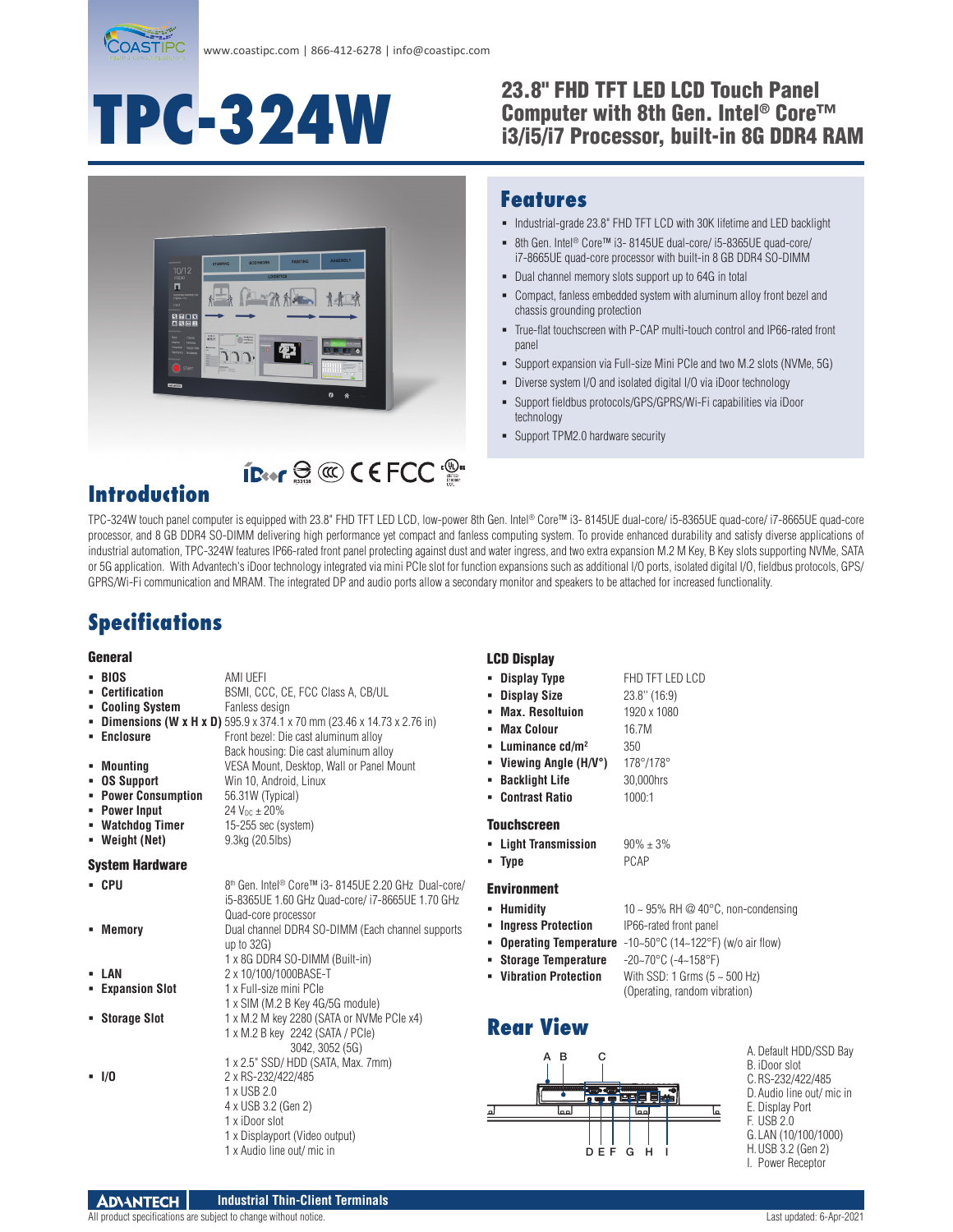www.coastipc.com | 866-412-6278 | info@coastipc.com

# TPC-324W

## 23.8" FHD TFT LED LCD Touch Panel Computer with 8th Gen. Intel® Core™ i3/i5/i7 Processor, built-in 8G DDR4 RAM

## Features

- Industrial-grade 23.8" FHD TFT LCD with 30K lifetime and LED backlight
- 8th Gen. Intel® Core™ i3- 8145UE dual-core/ i5-8365UE quad-core/ i7-8665UE quad-core processor with built-in 8 GB DDR4 SO-DIMM
- Dual channel memory slots support up to 64G in total
- Compact, fanless embedded system with aluminum alloy front bezel and chassis grounding protection
- True-flat touchscreen with P-CAP multi-touch control and IP66-rated front panel
- Support expansion via Full-size Mini PCIe and two M.2 slots (NVMe, 5G)
- Diverse system I/O and isolated digital I/O via iDoor technology
- Support fieldbus protocols/GPS/GPRS/Wi-Fi capabilities via iDoor technology
- Support TPM2.0 hardware security

## Introduction

TPC-324W touch panel computer is equipped with 23.8" FHD TFT LED LCD, low-power 8th Gen. Intel® Core™ i3- 8145UE dual-core/ i5-8365UE quad-core/ i7-8665UE quad-core processor, and 8 GB DDR4 SO-DIMM delivering high performance yet compact and fanless computing system. To provide enhanced durability and satisfy diverse applications of industrial automation, TPC-324W features IP66-rated front panel protecting against dust and water ingress, and two extra expansion M.2 M Key, B Key slots supporting NVMe, SATA or 5G application. With Advantech's iDoor technology integrated via mini PCIe slot for function expansions such as additional I/O ports, isolated digital I/O, fieldbus protocols, GPS/GPRS/Wi-Fi communication and MRAM. The integrated DP and audio ports allow a secondary monitor and speakers to be attached for increased functionality.

## Specifications

### General

- **BIOS**: AMI UEFI
- **Certification**: BSMI, CCC, CE, FCC Class A, CB/UL
- **Cooling System**: Fanless design
- **Dimensions (W x H x D)**: 595.9 x 374.1 x 70 mm (23.46 x 14.73 x 2.76 in)
- **Enclosure**: Front bezel: Die cast aluminum alloy; Back housing: Die cast aluminum alloy
- **Mounting**: VESA Mount, Desktop, Wall or Panel Mount
- **OS Support**: Win 10, Android, Linux
- **Power Consumption**: 56.31W (Typical)
- **Power Input**: 24 $V_{DC}$ ± 20%
- **Watchdog Timer**: 15-255 sec (system)
- **Weight (Net)**: 9.3kg (20.5lbs)

### System Hardware

- **CPU**: 8th Gen. Intel® Core™ i3- 8145UE 2.20 GHz Dual-core/ i5-8365UE 1.60 GHz Quad-core/ i7-8665UE 1.70 GHz Quad-core processor
- **Memory**: Dual channel DDR4 SO-DIMM (Each channel supports up to 32G); 1 x 8G DDR4 SO-DIMM (Built-in)
- **LAN**: 2 x 10/100/1000BASE-T
- **Expansion Slot**: 1 x Full-size mini PCIe; 1 x SIM (M.2 B Key 4G/5G module)
- **Storage Slot**: 1 x M.2 M key 2280 (SATA or NVMe PCIe x4); 1 x M.2 B key 2242 (SATA / PCIe) 3042, 3052 (5G); 1 x 2.5" SSD/ HDD (SATA, Max. 7mm)
- **I/O**: 2 x RS-232/422/485; 1 x USB 2.0; 4 x USB 3.2 (Gen 2); 1 x iDoor slot; 1 x Displayport (Video output); 1 x Audio line out/ mic in

### LCD Display

- **Display Type**: FHD TFT LED LCD
- **Display Size**: 23.8" (16:9)
- **Max. Resoltuion**: 1920 x 1080
- **Max Colour**: 16.7M
- **Luminance cd/m²**: 350
- **Viewing Angle (H/V°)**: 178°/178°
- **Backlight Life**: 30,000hrs
- **Contrast Ratio**: 1000:1

### Touchscreen

- **Light Transmission**: 90% ± 3%
- **Type**: PCAP

### Environment

- **Humidity**: 10 ~ 95% RH @ 40°C, non-condensing
- **Ingress Protection**: IP66-rated front panel
- **Operating Temperature**: -10~50°C (14~122°F) (w/o air flow)
- **Storage Temperature**: -20~70°C (-4~158°F)
- **Vibration Protection**: With SSD: 1 Grms (5 ~ 500 Hz) (Operating, random vibration)

## Rear View

A. Default HDD/SSD Bay
B. iDoor slot
C. RS-232/422/485
D. Audio line out/ mic in
E. Display Port
F. USB 2.0
G. LAN (10/100/1000)
H. USB 3.2 (Gen 2)
I. Power Receptor

Industrial Thin-Client Terminals

All product specifications are subject to change without notice. Last updated: 6-Apr-2021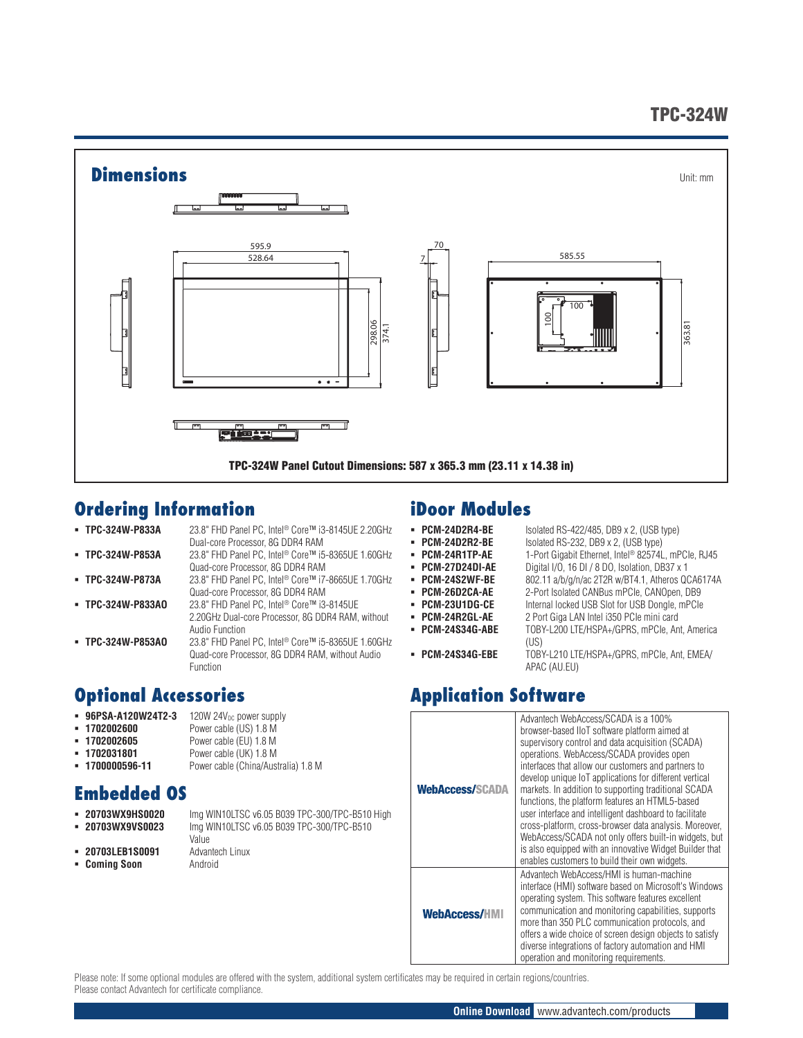## Dimensions

Unit: mm

595.9
528.64
298.06
374.1
70
7
585.55
100
100
363.81

**TPC-324W Panel Cutout Dimensions: 587 x 365.3 mm (23.11 x 14.38 in)**

## Ordering Information

- **TPC-324W-P833A** 23.8" FHD Panel PC, Intel® Core™ i3-8145UE 2.20GHz Dual-core Processor, 8G DDR4 RAM
- **TPC-324W-P853A** 23.8" FHD Panel PC, Intel® Core™ i5-8365UE 1.60GHz Quad-core Processor, 8G DDR4 RAM
- **TPC-324W-P873A** 23.8" FHD Panel PC, Intel® Core™ i7-8665UE 1.70GHz Quad-core Processor, 8G DDR4 RAM
- **TPC-324W-P833AO** 23.8" FHD Panel PC, Intel® Core™ i3-8145UE 2.20GHz Dual-core Processor, 8G DDR4 RAM, without Audio Function
- **TPC-324W-P853AO** 23.8" FHD Panel PC, Intel® Core™ i5-8365UE 1.60GHz Quad-core Processor, 8G DDR4 RAM, without Audio Function

## Optional Accessories

- **96PSA-A120W24T2-3** 120W $24V_{DC}$ power supply
- **1702002600** Power cable (US) 1.8 M
- **1702002605** Power cable (EU) 1.8 M
- **1702031801** Power cable (UK) 1.8 M
- **1700000596-11** Power cable (China/Australia) 1.8 M

## Embedded OS

- **20703WX9HS0020** Img WIN10LTSC v6.05 B039 TPC-300/TPC-B510 High
- **20703WX9VS0023** Img WIN10LTSC v6.05 B039 TPC-300/TPC-B510 Value
- **20703LEB1S0091** Advantech Linux
- **Coming Soon** Android

## iDoor Modules

- **PCM-24D2R4-BE** Isolated RS-422/485, DB9 x 2, (USB type)
- **PCM-24D2R2-BE** Isolated RS-232, DB9 x 2, (USB type)
- **PCM-24R1TP-AE** 1-Port Gigabit Ethernet, Intel® 82574L, mPCIe, RJ45
- **PCM-27D24DI-AE** Digital I/O, 16 DI / 8 DO, Isolation, DB37 x 1
- **PCM-24S2WF-BE** 802.11 a/b/g/n/ac 2T2R w/BT4.1, Atheros QCA6174A
- **PCM-26D2CA-AE** 2-Port Isolated CANBus mPCIe, CANOpen, DB9
- **PCM-23U1DG-CE** Internal locked USB Slot for USB Dongle, mPCIe
- **PCM-24R2GL-AE** 2 Port Giga LAN Intel i350 PCIe mini card
- **PCM-24S34G-ABE** TOBY-L200 LTE/HSPA+/GPRS, mPCIe, Ant, America (US)
- **PCM-24S34G-EBE** TOBY-L210 LTE/HSPA+/GPRS, mPCIe, Ant, EMEA/ APAC (AU.EU)

## Application Software

| | |
|---|---|
| WebAccess/SCADA | Advantech WebAccess/SCADA is a 100% browser-based IIoT software platform aimed at supervisory control and data acquisition (SCADA) operations. WebAccess/SCADA provides open interfaces that allow our customers and partners to develop unique IoT applications for different vertical markets. In addition to supporting traditional SCADA functions, the platform features an HTML5-based user interface and intelligent dashboard to facilitate cross-platform, cross-browser data analysis. Moreover, WebAccess/SCADA not only offers built-in widgets, but is also equipped with an innovative Widget Builder that enables customers to build their own widgets. |
| WebAccess/HMI | Advantech WebAccess/HMI is human-machine interface (HMI) software based on Microsoft's Windows operating system. This software features excellent communication and monitoring capabilities, supports more than 350 PLC communication protocols, and offers a wide choice of screen design objects to satisfy diverse integrations of factory automation and HMI operation and monitoring requirements. |

Please note: If some optional modules are offered with the system, additional system certificates may be required in certain regions/countries. Please contact Advantech for certificate compliance.

**Online Download** www.advantech.com/products